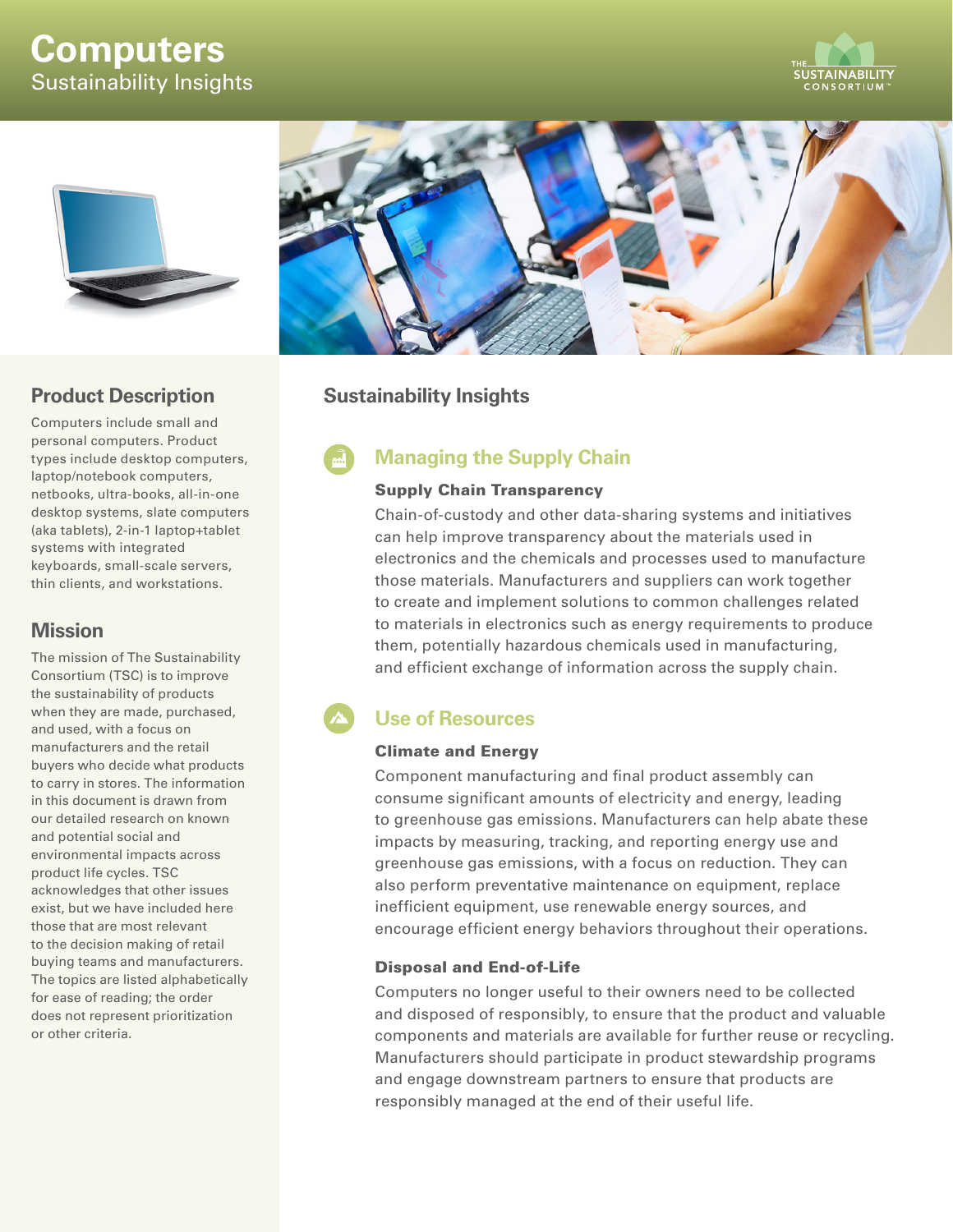# Computers

Sustainability Insights

## Product Description

Computers include small and personal computers. Product types include desktop computers, laptop/notebook computers, netbooks, ultra-books, all-in-one desktop systems, slate computers (aka tablets), 2-in-1 laptop+tablet systems with integrated keyboards, small-scale servers, thin clients, and workstations.

## Mission

The mission of The Sustainability Consortium (TSC) is to improve the sustainability of products when they are made, purchased, and used, with a focus on manufacturers and the retail buyers who decide what products to carry in stores. The information in this document is drawn from our detailed research on known and potential social and environmental impacts across product life cycles. TSC acknowledges that other issues exist, but we have included here those that are most relevant to the decision making of retail buying teams and manufacturers. The topics are listed alphabetically for ease of reading; the order does not represent prioritization or other criteria.

## Sustainability Insights

### Managing the Supply Chain

#### Supply Chain Transparency

Chain-of-custody and other data-sharing systems and initiatives can help improve transparency about the materials used in electronics and the chemicals and processes used to manufacture those materials. Manufacturers and suppliers can work together to create and implement solutions to common challenges related to materials in electronics such as energy requirements to produce them, potentially hazardous chemicals used in manufacturing, and efficient exchange of information across the supply chain.

### Use of Resources

#### Climate and Energy

Component manufacturing and final product assembly can consume significant amounts of electricity and energy, leading to greenhouse gas emissions. Manufacturers can help abate these impacts by measuring, tracking, and reporting energy use and greenhouse gas emissions, with a focus on reduction. They can also perform preventative maintenance on equipment, replace inefficient equipment, use renewable energy sources, and encourage efficient energy behaviors throughout their operations.

#### Disposal and End-of-Life

Computers no longer useful to their owners need to be collected and disposed of responsibly, to ensure that the product and valuable components and materials are available for further reuse or recycling. Manufacturers should participate in product stewardship programs and engage downstream partners to ensure that products are responsibly managed at the end of their useful life.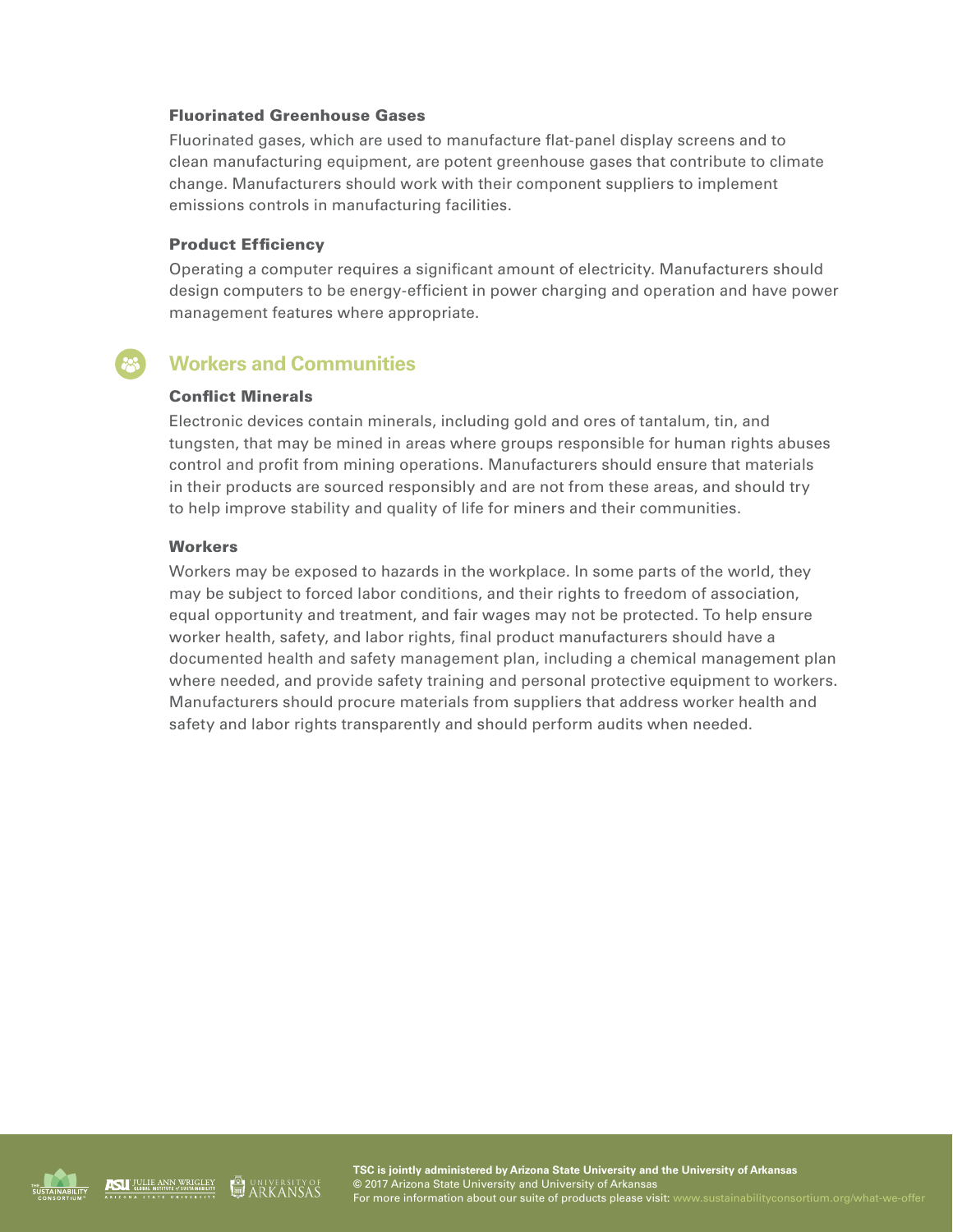### Fluorinated Greenhouse Gases

Fluorinated gases, which are used to manufacture flat-panel display screens and to clean manufacturing equipment, are potent greenhouse gases that contribute to climate change. Manufacturers should work with their component suppliers to implement emissions controls in manufacturing facilities.

### Product Efficiency

Operating a computer requires a significant amount of electricity. Manufacturers should design computers to be energy-efficient in power charging and operation and have power management features where appropriate.

## Workers and Communities

### Conflict Minerals

Electronic devices contain minerals, including gold and ores of tantalum, tin, and tungsten, that may be mined in areas where groups responsible for human rights abuses control and profit from mining operations. Manufacturers should ensure that materials in their products are sourced responsibly and are not from these areas, and should try to help improve stability and quality of life for miners and their communities.

### Workers

Workers may be exposed to hazards in the workplace. In some parts of the world, they may be subject to forced labor conditions, and their rights to freedom of association, equal opportunity and treatment, and fair wages may not be protected. To help ensure worker health, safety, and labor rights, final product manufacturers should have a documented health and safety management plan, including a chemical management plan where needed, and provide safety training and personal protective equipment to workers. Manufacturers should procure materials from suppliers that address worker health and safety and labor rights transparently and should perform audits when needed.

**TSC is jointly administered by Arizona State University and the University of Arkansas**
© 2017 Arizona State University and University of Arkansas
For more information about our suite of products please visit: www.sustainabilityconsortium.org/what-we-offer